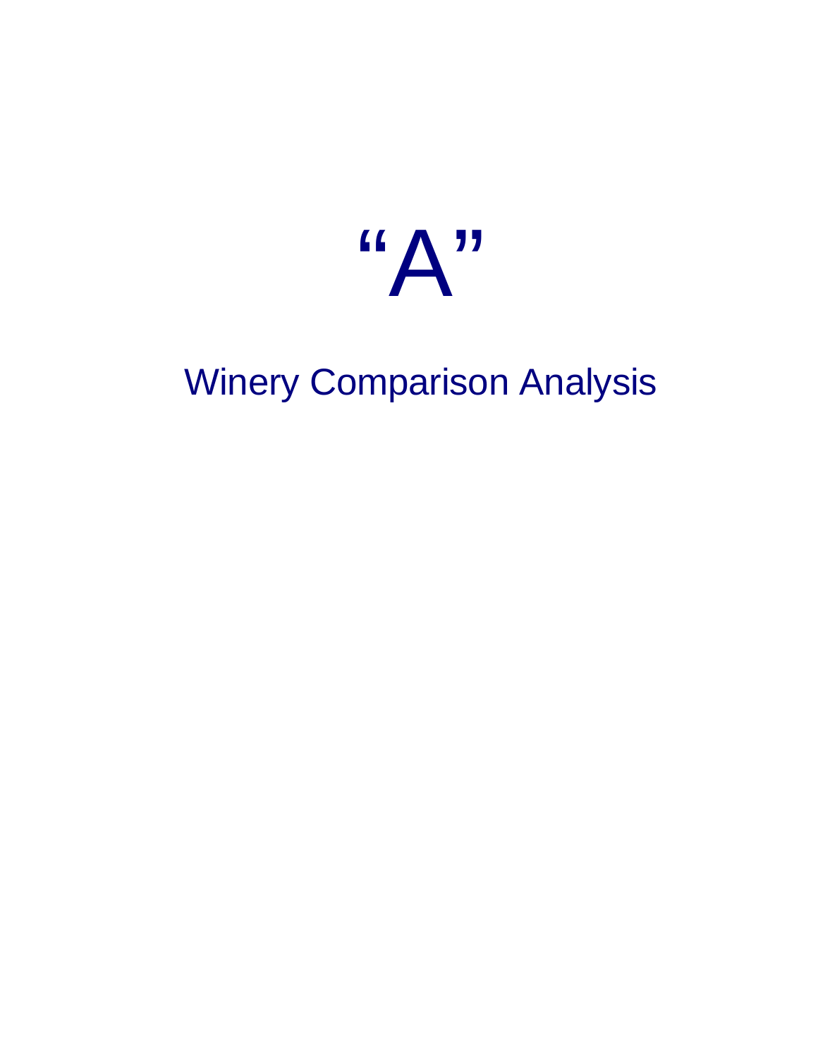# “A”

## Winery Comparison Analysis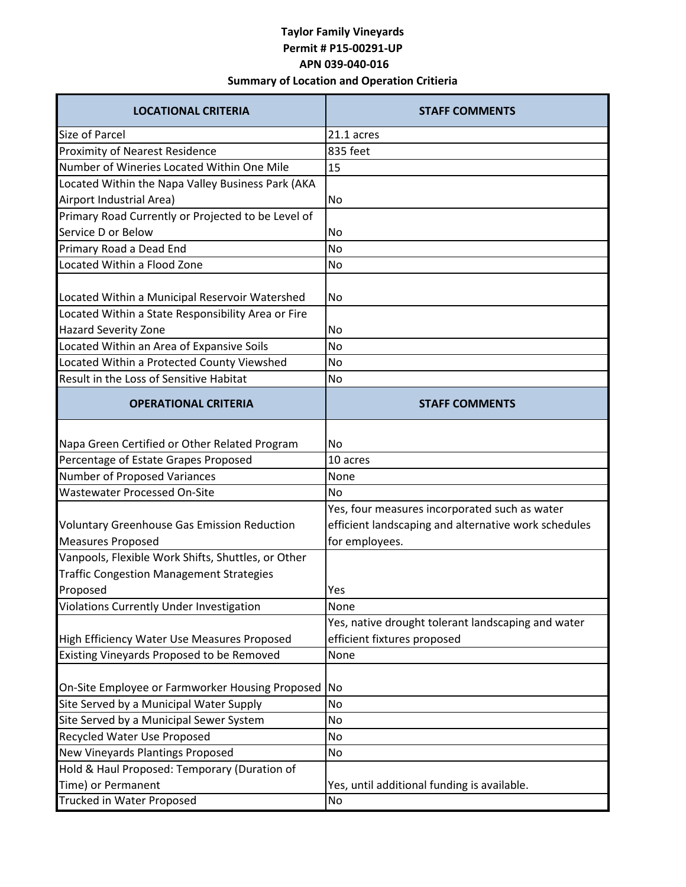**Taylor Family Vineyards**
**Permit # P15-00291-UP**
**APN 039-040-016**
**Summary of Location and Operation Critieria**

| LOCATIONAL CRITERIA | STAFF COMMENTS |
|---|---|
| Size of Parcel | 21.1 acres |
| Proximity of Nearest Residence | 835 feet |
| Number of Wineries Located Within One Mile | 15 |
| Located Within the Napa Valley Business Park (AKA Airport Industrial Area) | No |
| Primary Road Currently or Projected to be Level of Service D or Below | No |
| Primary Road a Dead End | No |
| Located Within a Flood Zone | No |
| Located Within a Municipal Reservoir Watershed | No |
| Located Within a State Responsibility Area or Fire Hazard Severity Zone | No |
| Located Within an Area of Expansive Soils | No |
| Located Within a Protected County Viewshed | No |
| Result in the Loss of Sensitive Habitat | No |
| **OPERATIONAL CRITERIA** | **STAFF COMMENTS** |
| Napa Green Certified or Other Related Program | No |
| Percentage of Estate Grapes Proposed | 10 acres |
| Number of Proposed Variances | None |
| Wastewater Processed On-Site | No |
| Voluntary Greenhouse Gas Emission Reduction Measures Proposed | Yes, four measures incorporated such as water efficient landscaping and alternative work schedules for employees. |
| Vanpools, Flexible Work Shifts, Shuttles, or Other Traffic Congestion Management Strategies Proposed | Yes |
| Violations Currently Under Investigation | None |
| High Efficiency Water Use Measures Proposed | Yes, native drought tolerant landscaping and water efficient fixtures proposed |
| Existing Vineyards Proposed to be Removed | None |
| On-Site Employee or Farmworker Housing Proposed | No |
| Site Served by a Municipal Water Supply | No |
| Site Served by a Municipal Sewer System | No |
| Recycled Water Use Proposed | No |
| New Vineyards Plantings Proposed | No |
| Hold & Haul Proposed: Temporary (Duration of Time) or Permanent | Yes, until additional funding is available. |
| Trucked in Water Proposed | No |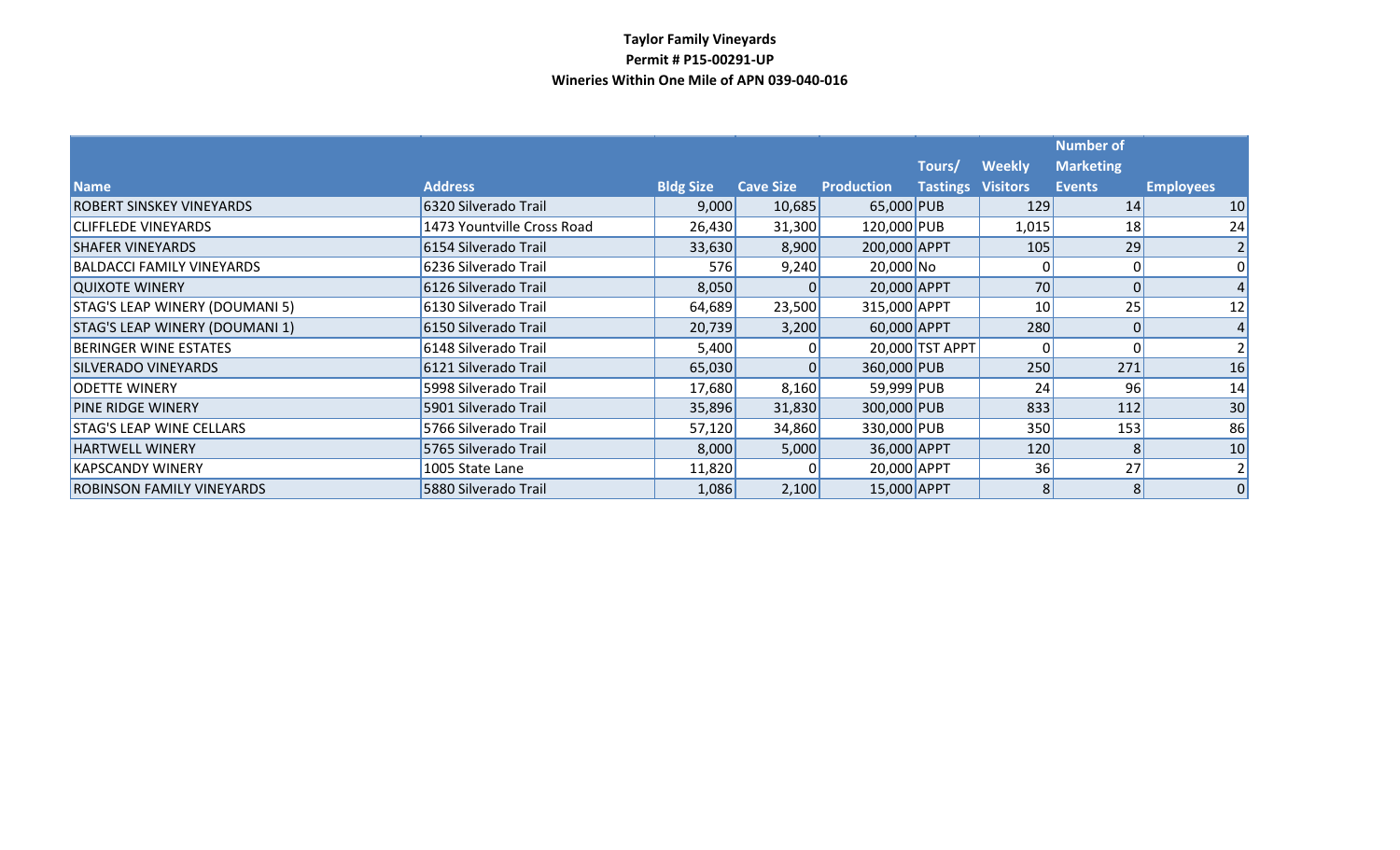**Taylor Family Vineyards**

**Permit # P15-00291-UP**

**Wineries Within One Mile of APN 039-040-016**

| Name | Address | Bldg Size | Cave Size | Production | Tours/ Tastings | Weekly Visitors | Number of Marketing Events | Employees |
|---|---|---|---|---|---|---|---|---|
| ROBERT SINSKEY VINEYARDS | 6320 Silverado Trail | 9,000 | 10,685 | 65,000 | PUB | 129 | 14 | 10 |
| CLIFFLEDE VINEYARDS | 1473 Yountville Cross Road | 26,430 | 31,300 | 120,000 | PUB | 1,015 | 18 | 24 |
| SHAFER VINEYARDS | 6154 Silverado Trail | 33,630 | 8,900 | 200,000 | APPT | 105 | 29 | 2 |
| BALDACCI FAMILY VINEYARDS | 6236 Silverado Trail | 576 | 9,240 | 20,000 | No | 0 | 0 | 0 |
| QUIXOTE WINERY | 6126 Silverado Trail | 8,050 | 0 | 20,000 | APPT | 70 | 0 | 4 |
| STAG'S LEAP WINERY (DOUMANI 5) | 6130 Silverado Trail | 64,689 | 23,500 | 315,000 | APPT | 10 | 25 | 12 |
| STAG'S LEAP WINERY (DOUMANI 1) | 6150 Silverado Trail | 20,739 | 3,200 | 60,000 | APPT | 280 | 0 | 4 |
| BERINGER WINE ESTATES | 6148 Silverado Trail | 5,400 | 0 | 20,000 | TST APPT | 0 | 0 | 2 |
| SILVERADO VINEYARDS | 6121 Silverado Trail | 65,030 | 0 | 360,000 | PUB | 250 | 271 | 16 |
| ODETTE WINERY | 5998 Silverado Trail | 17,680 | 8,160 | 59,999 | PUB | 24 | 96 | 14 |
| PINE RIDGE WINERY | 5901 Silverado Trail | 35,896 | 31,830 | 300,000 | PUB | 833 | 112 | 30 |
| STAG'S LEAP WINE CELLARS | 5766 Silverado Trail | 57,120 | 34,860 | 330,000 | PUB | 350 | 153 | 86 |
| HARTWELL WINERY | 5765 Silverado Trail | 8,000 | 5,000 | 36,000 | APPT | 120 | 8 | 10 |
| KAPSCANDY WINERY | 1005 State Lane | 11,820 | 0 | 20,000 | APPT | 36 | 27 | 2 |
| ROBINSON FAMILY VINEYARDS | 5880 Silverado Trail | 1,086 | 2,100 | 15,000 | APPT | 8 | 8 | 0 |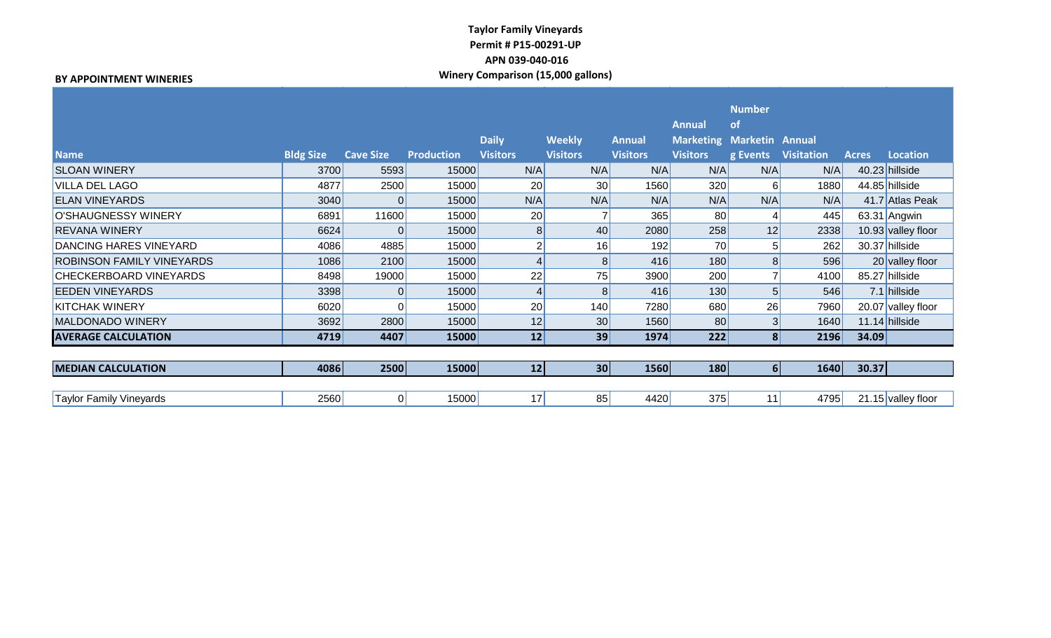**Taylor Family Vineyards**
**Permit # P15-00291-UP**
**APN 039-040-016**
**Winery Comparison (15,000 gallons)**

**BY APPOINTMENT WINERIES**

| Name | Bldg Size | Cave Size | Production | Daily Visitors | Weekly Visitors | Annual Visitors | Annual Marketing Visitors | Number of Marketing Events | Annual Visitation | Acres | Location |
|---|---|---|---|---|---|---|---|---|---|---|---|
| SLOAN WINERY | 3700 | 5593 | 15000 | N/A | N/A | N/A | N/A | N/A | N/A | 40.23 | hillside |
| VILLA DEL LAGO | 4877 | 2500 | 15000 | 20 | 30 | 1560 | 320 | 6 | 1880 | 44.85 | hillside |
| ELAN VINEYARDS | 3040 | 0 | 15000 | N/A | N/A | N/A | N/A | N/A | N/A | 41.7 | Atlas Peak |
| O'SHAUGNESSY WINERY | 6891 | 11600 | 15000 | 20 | 7 | 365 | 80 | 4 | 445 | 63.31 | Angwin |
| REVANA WINERY | 6624 | 0 | 15000 | 8 | 40 | 2080 | 258 | 12 | 2338 | 10.93 | valley floor |
| DANCING HARES VINEYARD | 4086 | 4885 | 15000 | 2 | 16 | 192 | 70 | 5 | 262 | 30.37 | hillside |
| ROBINSON FAMILY VINEYARDS | 1086 | 2100 | 15000 | 4 | 8 | 416 | 180 | 8 | 596 | 20 | valley floor |
| CHECKERBOARD VINEYARDS | 8498 | 19000 | 15000 | 22 | 75 | 3900 | 200 | 7 | 4100 | 85.27 | hillside |
| EEDEN VINEYARDS | 3398 | 0 | 15000 | 4 | 8 | 416 | 130 | 5 | 546 | 7.1 | hillside |
| KITCHAK WINERY | 6020 | 0 | 15000 | 20 | 140 | 7280 | 680 | 26 | 7960 | 20.07 | valley floor |
| MALDONADO WINERY | 3692 | 2800 | 15000 | 12 | 30 | 1560 | 80 | 3 | 1640 | 11.14 | hillside |
| **AVERAGE CALCULATION** | **4719** | **4407** | **15000** | **12** | **39** | **1974** | **222** | **8** | **2196** | **34.09** | |
| **MEDIAN CALCULATION** | **4086** | **2500** | **15000** | **12** | **30** | **1560** | **180** | **6** | **1640** | **30.37** | |
| Taylor Family Vineyards | 2560 | 0 | 15000 | 17 | 85 | 4420 | 375 | 11 | 4795 | 21.15 | valley floor |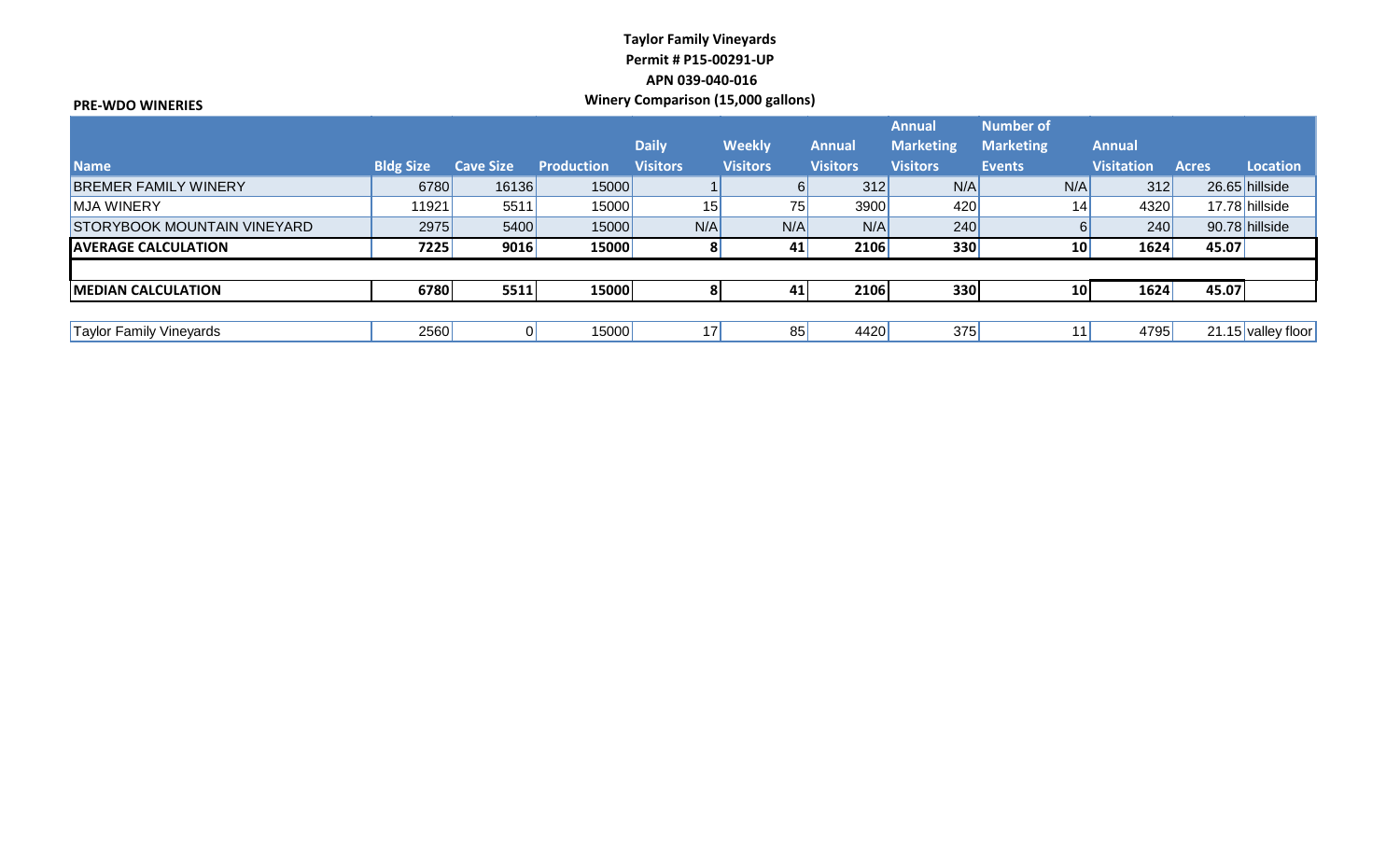**Taylor Family Vineyards**
**Permit # P15-00291-UP**
**APN 039-040-016**
**Winery Comparison (15,000 gallons)**

**PRE-WDO WINERIES**

| Name | Bldg Size | Cave Size | Production | Daily Visitors | Weekly Visitors | Annual Visitors | Annual Marketing Visitors | Number of Marketing Events | Annual Visitation | Acres | Location |
|---|---|---|---|---|---|---|---|---|---|---|---|
| BREMER FAMILY WINERY | 6780 | 16136 | 15000 | 1 | 6 | 312 | N/A | N/A | 312 | 26.65 | hillside |
| MJA WINERY | 11921 | 5511 | 15000 | 15 | 75 | 3900 | 420 | 14 | 4320 | 17.78 | hillside |
| STORYBOOK MOUNTAIN VINEYARD | 2975 | 5400 | 15000 | N/A | N/A | N/A | 240 | 6 | 240 | 90.78 | hillside |
| **AVERAGE CALCULATION** | **7225** | **9016** | **15000** | **8** | **41** | **2106** | **330** | **10** | **1624** | **45.07** | |
| | | | | | | | | | | | |
| **MEDIAN CALCULATION** | **6780** | **5511** | **15000** | **8** | **41** | **2106** | **330** | **10** | **1624** | **45.07** | |
| | | | | | | | | | | | |
| Taylor Family Vineyards | 2560 | 0 | 15000 | 17 | 85 | 4420 | 375 | 11 | 4795 | 21.15 | valley floor |